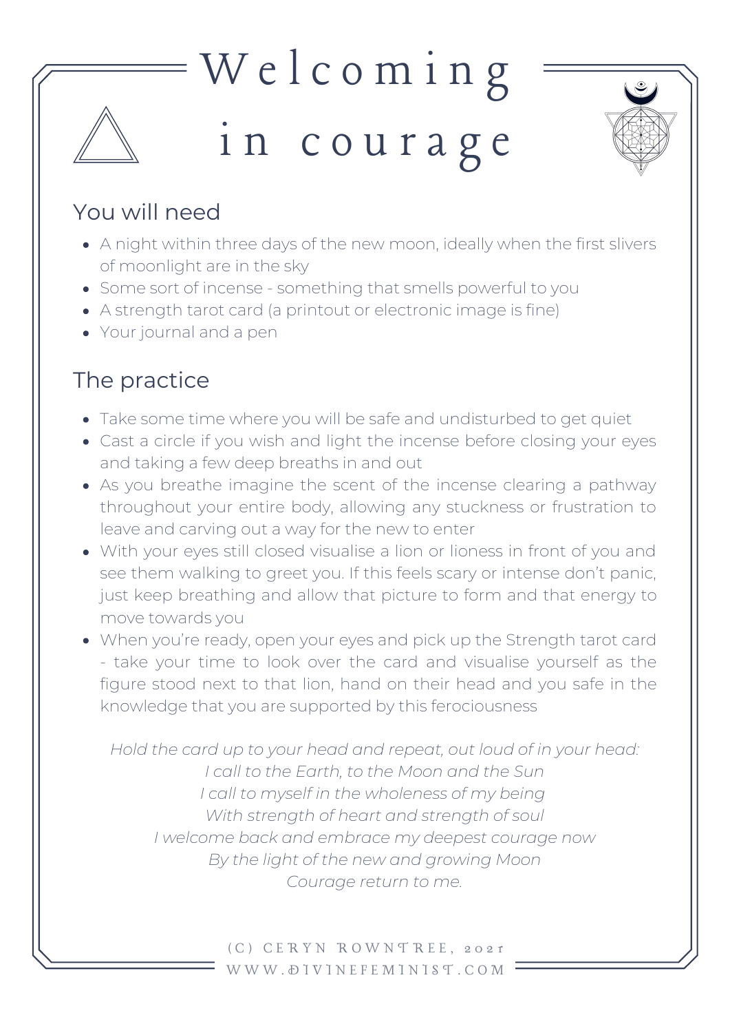# Welcoming in courage

## You will need

- A night within three days of the new moon, ideally when the first slivers of moonlight are in the sky
- Some sort of incense - something that smells powerful to you
- A strength tarot card (a printout or electronic image is fine)
- Your journal and a pen

## The practice

- Take some time where you will be safe and undisturbed to get quiet
- Cast a circle if you wish and light the incense before closing your eyes and taking a few deep breaths in and out
- As you breathe imagine the scent of the incense clearing a pathway throughout your entire body, allowing any stuckness or frustration to leave and carving out a way for the new to enter
- With your eyes still closed visualise a lion or lioness in front of you and see them walking to greet you. If this feels scary or intense don't panic, just keep breathing and allow that picture to form and that energy to move towards you
- When you're ready, open your eyes and pick up the Strength tarot card - take your time to look over the card and visualise yourself as the figure stood next to that lion, hand on their head and you safe in the knowledge that you are supported by this ferociousness

*Hold the card up to your head and repeat, out loud of in your head:*
*I call to the Earth, to the Moon and the Sun*
*I call to myself in the wholeness of my being*
*With strength of heart and strength of soul*
*I welcome back and embrace my deepest courage now*
*By the light of the new and growing Moon*
*Courage return to me.*

(C) CERYN ROWNTREE, 2021
WWW.DIVINEFEMINIST.COM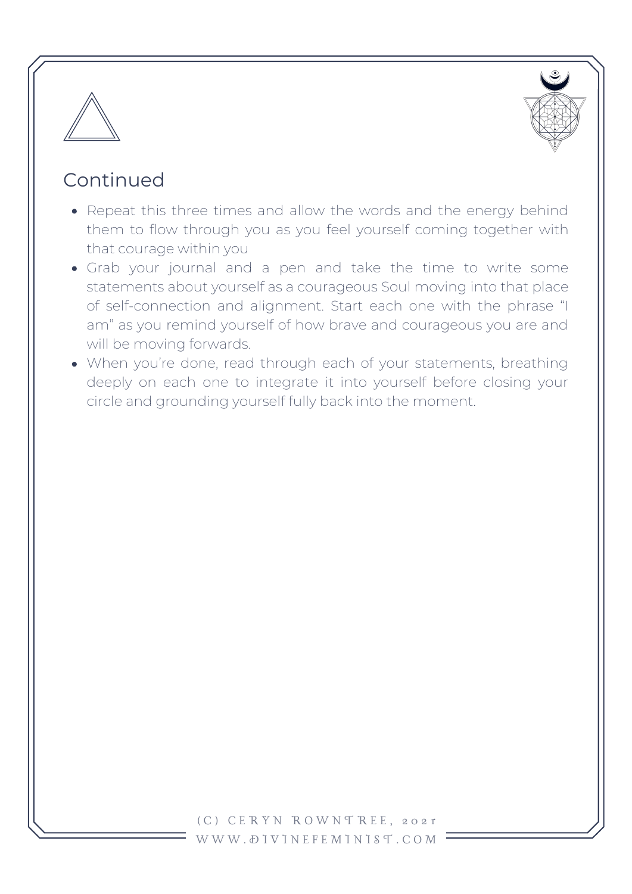## Continued

- Repeat this three times and allow the words and the energy behind them to flow through you as you feel yourself coming together with that courage within you
- Grab your journal and a pen and take the time to write some statements about yourself as a courageous Soul moving into that place of self-connection and alignment. Start each one with the phrase "I am" as you remind yourself of how brave and courageous you are and will be moving forwards.
- When you're done, read through each of your statements, breathing deeply on each one to integrate it into yourself before closing your circle and grounding yourself fully back into the moment.